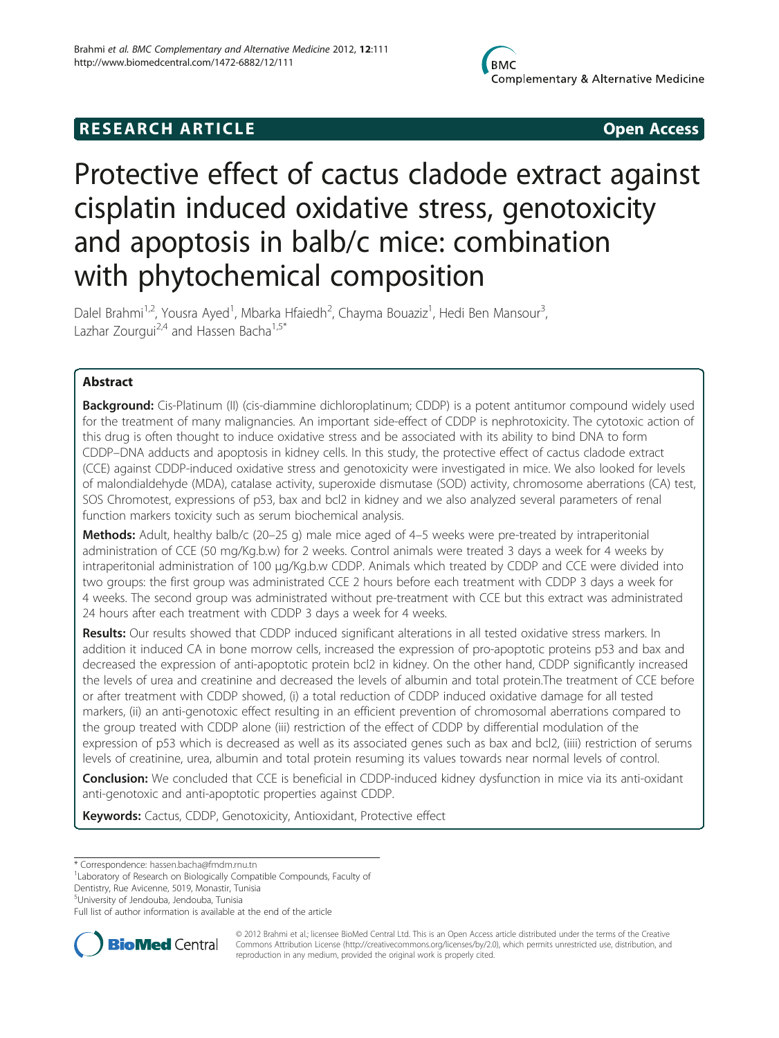RESEARCH ARTICLE Open Access

# Protective effect of cactus cladode extract against cisplatin induced oxidative stress, genotoxicity and apoptosis in balb/c mice: combination with phytochemical composition

Dalel Brahmi[1,2], Yousra Ayed[1], Mbarka Hfaiedh[2], Chayma Bouaziz[1], Hedi Ben Mansour[3], Lazhar Zourgui[2,4] and Hassen Bacha[1,5*]

## Abstract

**Background:** Cis-Platinum (II) (cis-diammine dichloroplatinum; CDDP) is a potent antitumor compound widely used for the treatment of many malignancies. An important side-effect of CDDP is nephrotoxicity. The cytotoxic action of this drug is often thought to induce oxidative stress and be associated with its ability to bind DNA to form CDDP–DNA adducts and apoptosis in kidney cells. In this study, the protective effect of cactus cladode extract (CCE) against CDDP-induced oxidative stress and genotoxicity were investigated in mice. We also looked for levels of malondialdehyde (MDA), catalase activity, superoxide dismutase (SOD) activity, chromosome aberrations (CA) test, SOS Chromotest, expressions of p53, bax and bcl2 in kidney and we also analyzed several parameters of renal function markers toxicity such as serum biochemical analysis.

**Methods:** Adult, healthy balb/c (20–25 g) male mice aged of 4–5 weeks were pre-treated by intraperitonial administration of CCE (50 mg/Kg.b.w) for 2 weeks. Control animals were treated 3 days a week for 4 weeks by intraperitonial administration of 100 μg/Kg.b.w CDDP. Animals which treated by CDDP and CCE were divided into two groups: the first group was administrated CCE 2 hours before each treatment with CDDP 3 days a week for 4 weeks. The second group was administrated without pre-treatment with CCE but this extract was administrated 24 hours after each treatment with CDDP 3 days a week for 4 weeks.

**Results:** Our results showed that CDDP induced significant alterations in all tested oxidative stress markers. In addition it induced CA in bone morrow cells, increased the expression of pro-apoptotic proteins p53 and bax and decreased the expression of anti-apoptotic protein bcl2 in kidney. On the other hand, CDDP significantly increased the levels of urea and creatinine and decreased the levels of albumin and total protein.The treatment of CCE before or after treatment with CDDP showed, (i) a total reduction of CDDP induced oxidative damage for all tested markers, (ii) an anti-genotoxic effect resulting in an efficient prevention of chromosomal aberrations compared to the group treated with CDDP alone (iii) restriction of the effect of CDDP by differential modulation of the expression of p53 which is decreased as well as its associated genes such as bax and bcl2, (iiii) restriction of serums levels of creatinine, urea, albumin and total protein resuming its values towards near normal levels of control.

**Conclusion:** We concluded that CCE is beneficial in CDDP-induced kidney dysfunction in mice via its anti-oxidant anti-genotoxic and anti-apoptotic properties against CDDP.

**Keywords:** Cactus, CDDP, Genotoxicity, Antioxidant, Protective effect

\* Correspondence: hassen.bacha@fmdm.rnu.tn
[1]Laboratory of Research on Biologically Compatible Compounds, Faculty of Dentistry, Rue Avicenne, 5019, Monastir, Tunisia
[5]University of Jendouba, Jendouba, Tunisia
Full list of author information is available at the end of the article

© 2012 Brahmi et al.; licensee BioMed Central Ltd. This is an Open Access article distributed under the terms of the Creative Commons Attribution License (http://creativecommons.org/licenses/by/2.0), which permits unrestricted use, distribution, and reproduction in any medium, provided the original work is properly cited.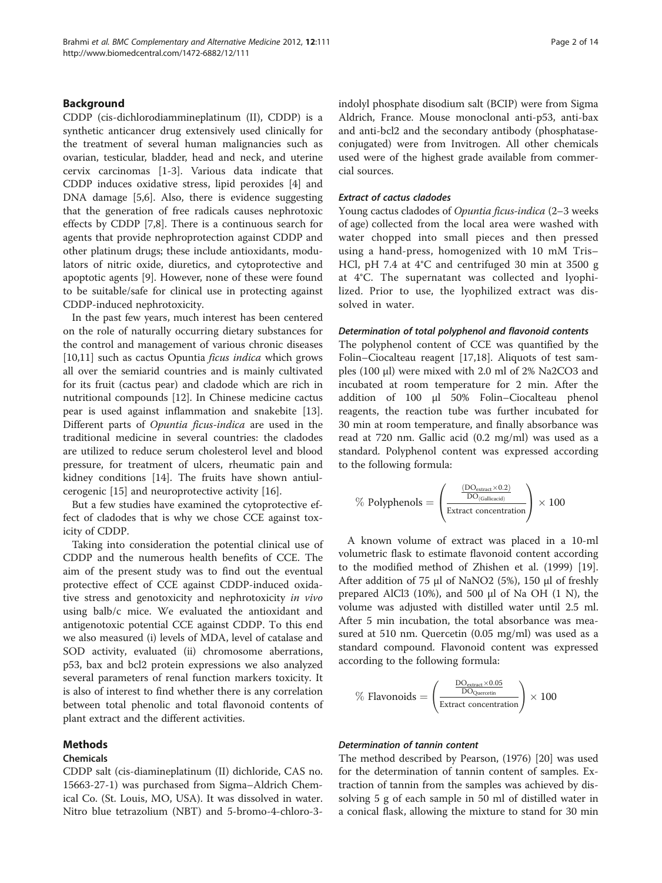## Background

CDDP (cis-dichlorodiammineplatinum (II), CDDP) is a synthetic anticancer drug extensively used clinically for the treatment of several human malignancies such as ovarian, testicular, bladder, head and neck, and uterine cervix carcinomas [1-3]. Various data indicate that CDDP induces oxidative stress, lipid peroxides [4] and DNA damage [5,6]. Also, there is evidence suggesting that the generation of free radicals causes nephrotoxic effects by CDDP [7,8]. There is a continuous search for agents that provide nephroprotection against CDDP and other platinum drugs; these include antioxidants, modulators of nitric oxide, diuretics, and cytoprotective and apoptotic agents [9]. However, none of these were found to be suitable/safe for clinical use in protecting against CDDP-induced nephrotoxicity.

In the past few years, much interest has been centered on the role of naturally occurring dietary substances for the control and management of various chronic diseases [10,11] such as cactus Opuntia *ficus indica* which grows all over the semiarid countries and is mainly cultivated for its fruit (cactus pear) and cladode which are rich in nutritional compounds [12]. In Chinese medicine cactus pear is used against inflammation and snakebite [13]. Different parts of *Opuntia ficus-indica* are used in the traditional medicine in several countries: the cladodes are utilized to reduce serum cholesterol level and blood pressure, for treatment of ulcers, rheumatic pain and kidney conditions [14]. The fruits have shown antiulcerogenic [15] and neuroprotective activity [16].

But a few studies have examined the cytoprotective effect of cladodes that is why we chose CCE against toxicity of CDDP.

Taking into consideration the potential clinical use of CDDP and the numerous health benefits of CCE. The aim of the present study was to find out the eventual protective effect of CCE against CDDP-induced oxidative stress and genotoxicity and nephrotoxicity *in vivo* using balb/c mice. We evaluated the antioxidant and antigenotoxic potential CCE against CDDP. To this end we also measured (i) levels of MDA, level of catalase and SOD activity, evaluated (ii) chromosome aberrations, p53, bax and bcl2 protein expressions we also analyzed several parameters of renal function markers toxicity. It is also of interest to find whether there is any correlation between total phenolic and total flavonoid contents of plant extract and the different activities.

## Methods

### Chemicals

CDDP salt (cis-diamineplatinum (II) dichloride, CAS no. 15663-27-1) was purchased from Sigma–Aldrich Chemical Co. (St. Louis, MO, USA). It was dissolved in water. Nitro blue tetrazolium (NBT) and 5-bromo-4-chloro-3-indolyl phosphate disodium salt (BCIP) were from Sigma Aldrich, France. Mouse monoclonal anti-p53, anti-bax and anti-bcl2 and the secondary antibody (phosphatase-conjugated) were from Invitrogen. All other chemicals used were of the highest grade available from commercial sources.

#### *Extract of cactus cladodes*

Young cactus cladodes of *Opuntia ficus-indica* (2–3 weeks of age) collected from the local area were washed with water chopped into small pieces and then pressed using a hand-press, homogenized with 10 mM Tris–HCl, pH 7.4 at 4°C and centrifuged 30 min at 3500 g at 4°C. The supernatant was collected and lyophilized. Prior to use, the lyophilized extract was dissolved in water.

#### *Determination of total polyphenol and flavonoid contents*

The polyphenol content of CCE was quantified by the Folin–Ciocalteau reagent [17,18]. Aliquots of test samples (100 µl) were mixed with 2.0 ml of 2% $Na_2CO_3$ and incubated at room temperature for 2 min. After the addition of 100 µl 50% Folin–Ciocalteau phenol reagents, the reaction tube was further incubated for 30 min at room temperature, and finally absorbance was read at 720 nm. Gallic acid (0.2 mg/ml) was used as a standard. Polyphenol content was expressed according to the following formula:

$$\% \text{ Polyphenols} = \left( \frac{\frac{(DO_{extract} \times 0.2)}{DO_{(Gallicacid)}}}{\text{Extract concentration}} \right) \times 100$$

A known volume of extract was placed in a 10-ml volumetric flask to estimate flavonoid content according to the modified method of Zhishen et al. (1999) [19]. After addition of 75 µl of $NaNO_2$ (5%), 150 µl of freshly prepared $AlCl_3$ (10%), and 500 µl of Na OH (1 N), the volume was adjusted with distilled water until 2.5 ml. After 5 min incubation, the total absorbance was measured at 510 nm. Quercetin (0.05 mg/ml) was used as a standard compound. Flavonoid content was expressed according to the following formula:

$$\% \text{ Flavonoids} = \left( \frac{\frac{DO_{extract} \times 0.05}{DO_{Quercetin}}}{\text{Extract concentration}} \right) \times 100$$

#### *Determination of tannin content*

The method described by Pearson, (1976) [20] was used for the determination of tannin content of samples. Extraction of tannin from the samples was achieved by dissolving 5 g of each sample in 50 ml of distilled water in a conical flask, allowing the mixture to stand for 30 min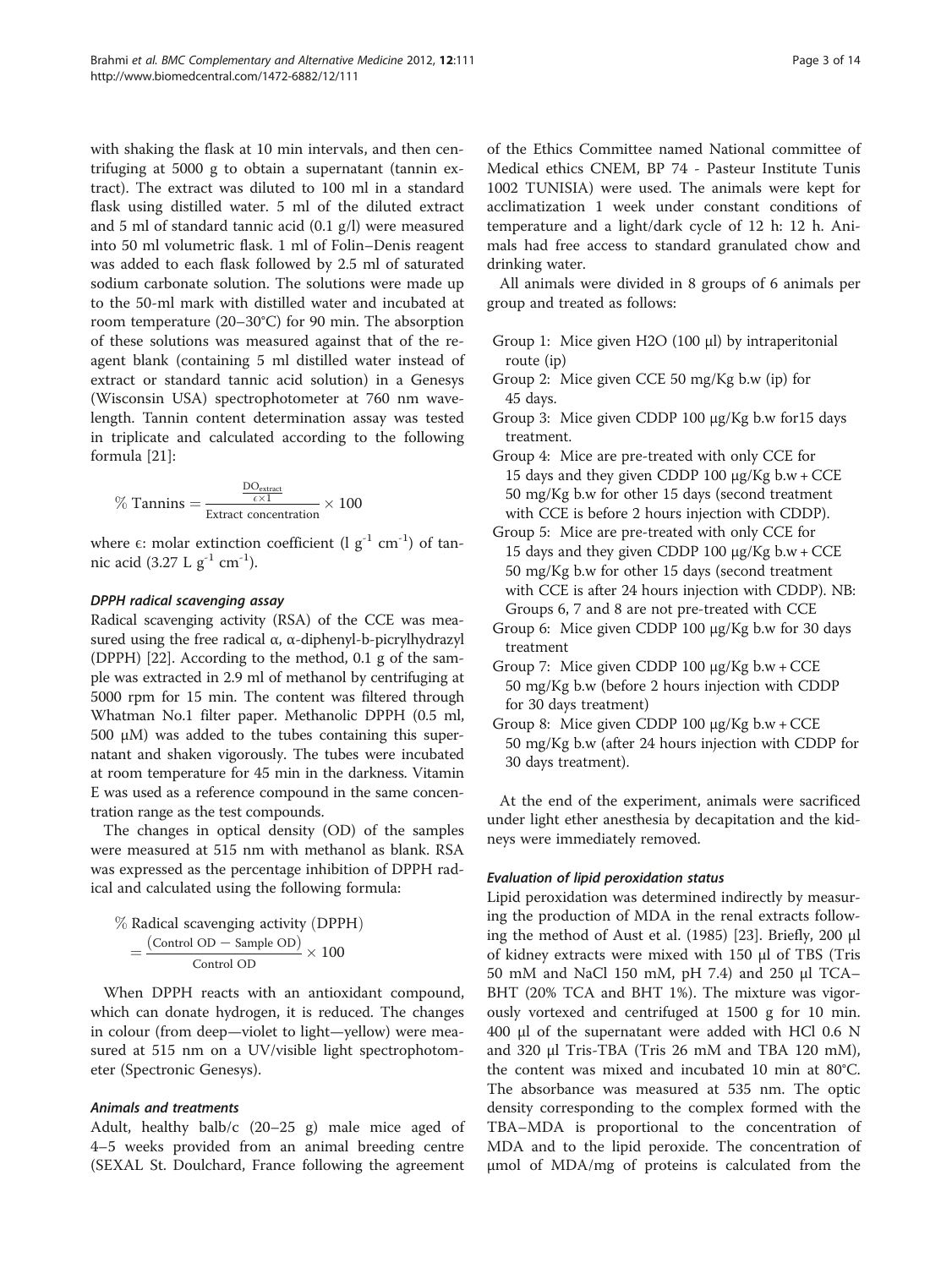with shaking the flask at 10 min intervals, and then centrifuging at 5000 g to obtain a supernatant (tannin extract). The extract was diluted to 100 ml in a standard flask using distilled water. 5 ml of the diluted extract and 5 ml of standard tannic acid (0.1 g/l) were measured into 50 ml volumetric flask. 1 ml of Folin–Denis reagent was added to each flask followed by 2.5 ml of saturated sodium carbonate solution. The solutions were made up to the 50-ml mark with distilled water and incubated at room temperature (20–30°C) for 90 min. The absorption of these solutions was measured against that of the reagent blank (containing 5 ml distilled water instead of extract or standard tannic acid solution) in a Genesys (Wisconsin USA) spectrophotometer at 760 nm wavelength. Tannin content determination assay was tested in triplicate and calculated according to the following formula [21]:

$$\%\ \text{Tannins} = \frac{\frac{\text{DO}_{\text{extract}}}{\epsilon \times 1}}{\text{Extract concentration}} \times 100$$

where ϵ: molar extinction coefficient (l $g^{-1}$ $cm^{-1}$) of tannic acid (3.27 L $g^{-1}$ $cm^{-1}$).

#### DPPH radical scavenging assay

Radical scavenging activity (RSA) of the CCE was measured using the free radical α, α-diphenyl-b-picrylhydrazyl (DPPH) [22]. According to the method, 0.1 g of the sample was extracted in 2.9 ml of methanol by centrifuging at 5000 rpm for 15 min. The content was filtered through Whatman No.1 filter paper. Methanolic DPPH (0.5 ml, 500 μM) was added to the tubes containing this supernatant and shaken vigorously. The tubes were incubated at room temperature for 45 min in the darkness. Vitamin E was used as a reference compound in the same concentration range as the test compounds.

The changes in optical density (OD) of the samples were measured at 515 nm with methanol as blank. RSA was expressed as the percentage inhibition of DPPH radical and calculated using the following formula:

$$\%\ \text{Radical scavenging activity (DPPH)} = \frac{(\text{Control OD} - \text{Sample OD})}{\text{Control OD}} \times 100$$

When DPPH reacts with an antioxidant compound, which can donate hydrogen, it is reduced. The changes in colour (from deep—violet to light—yellow) were measured at 515 nm on a UV/visible light spectrophotometer (Spectronic Genesys).

#### Animals and treatments

Adult, healthy balb/c (20–25 g) male mice aged of 4–5 weeks provided from an animal breeding centre (SEXAL St. Doulchard, France following the agreement of the Ethics Committee named National committee of Medical ethics CNEM, BP 74 - Pasteur Institute Tunis 1002 TUNISIA) were used. The animals were kept for acclimatization 1 week under constant conditions of temperature and a light/dark cycle of 12 h: 12 h. Animals had free access to standard granulated chow and drinking water.

All animals were divided in 8 groups of 6 animals per group and treated as follows:

- Group 1: Mice given $H_2O$ (100 μl) by intraperitonial route (ip)
- Group 2: Mice given CCE 50 mg/Kg b.w (ip) for 45 days.
- Group 3: Mice given CDDP 100 μg/Kg b.w for15 days treatment.
- Group 4: Mice are pre-treated with only CCE for 15 days and they given CDDP 100 μg/Kg b.w + CCE 50 mg/Kg b.w for other 15 days (second treatment with CCE is before 2 hours injection with CDDP).
- Group 5: Mice are pre-treated with only CCE for 15 days and they given CDDP 100 μg/Kg b.w + CCE 50 mg/Kg b.w for other 15 days (second treatment with CCE is after 24 hours injection with CDDP). NB: Groups 6, 7 and 8 are not pre-treated with CCE
- Group 6: Mice given CDDP 100 μg/Kg b.w for 30 days treatment
- Group 7: Mice given CDDP 100 μg/Kg b.w + CCE 50 mg/Kg b.w (before 2 hours injection with CDDP for 30 days treatment)
- Group 8: Mice given CDDP 100 μg/Kg b.w + CCE 50 mg/Kg b.w (after 24 hours injection with CDDP for 30 days treatment).

At the end of the experiment, animals were sacrificed under light ether anesthesia by decapitation and the kidneys were immediately removed.

#### Evaluation of lipid peroxidation status

Lipid peroxidation was determined indirectly by measuring the production of MDA in the renal extracts following the method of Aust et al. (1985) [23]. Briefly, 200 μl of kidney extracts were mixed with 150 μl of TBS (Tris 50 mM and NaCl 150 mM, pH 7.4) and 250 μl TCA–BHT (20% TCA and BHT 1%). The mixture was vigorously vortexed and centrifuged at 1500 g for 10 min. 400 μl of the supernatant were added with HCl 0.6 N and 320 μl Tris-TBA (Tris 26 mM and TBA 120 mM), the content was mixed and incubated 10 min at 80°C. The absorbance was measured at 535 nm. The optic density corresponding to the complex formed with the TBA–MDA is proportional to the concentration of MDA and to the lipid peroxide. The concentration of μmol of MDA/mg of proteins is calculated from the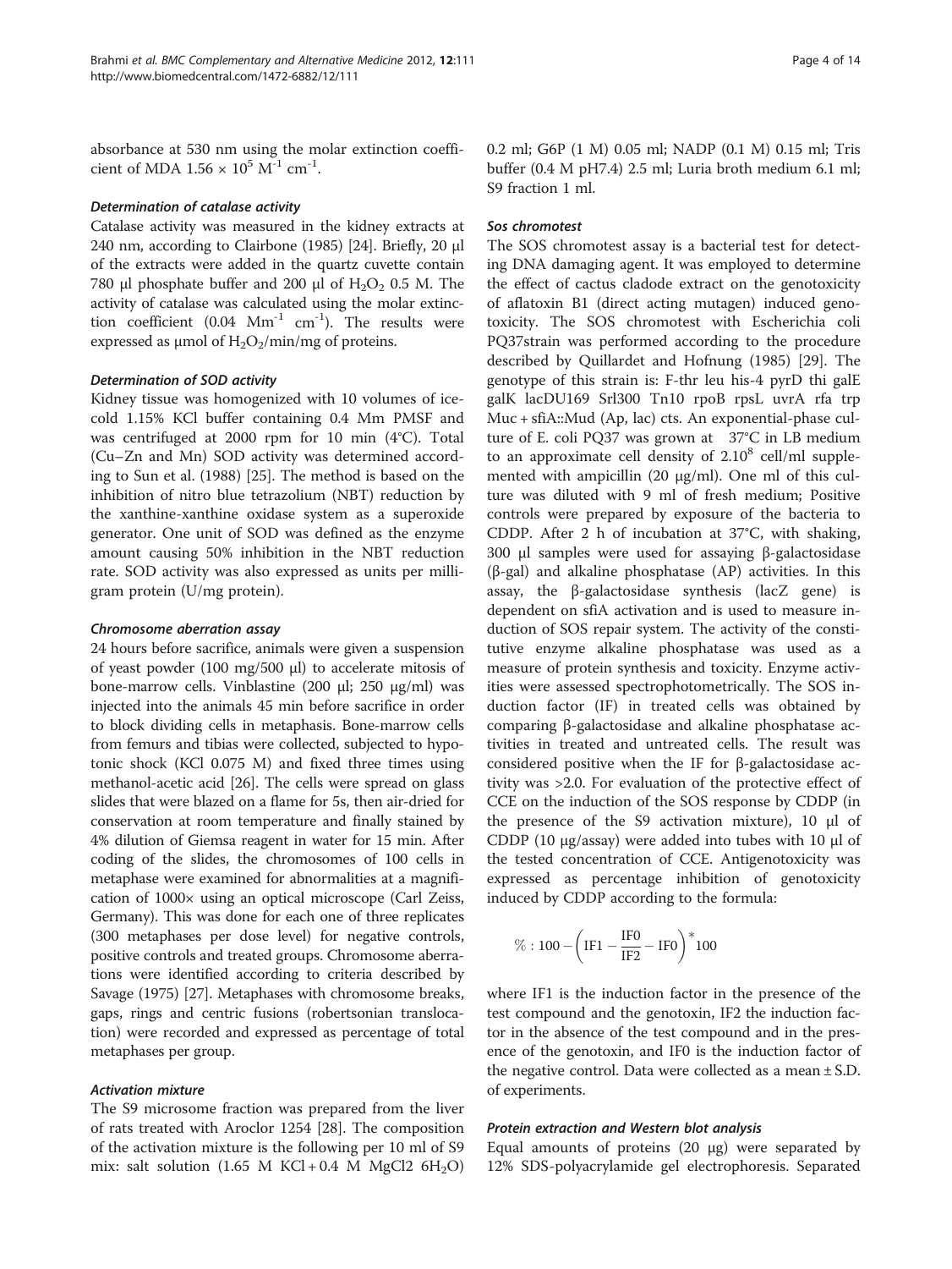absorbance at 530 nm using the molar extinction coefficient of MDA $1.56 \times 10^5$ $M^{-1}$ $cm^{-1}$.

#### *Determination of catalase activity*

Catalase activity was measured in the kidney extracts at 240 nm, according to Clairbone (1985) [24]. Briefly, 20 µl of the extracts were added in the quartz cuvette contain 780 µl phosphate buffer and 200 µl of $H_2O_2$ 0.5 M. The activity of catalase was calculated using the molar extinction coefficient (0.04 $Mm^{-1}$ $cm^{-1}$). The results were expressed as µmol of $H_2O_2$/min/mg of proteins.

#### *Determination of SOD activity*

Kidney tissue was homogenized with 10 volumes of ice-cold 1.15% KCl buffer containing 0.4 Mm PMSF and was centrifuged at 2000 rpm for 10 min (4°C). Total (Cu−Zn and Mn) SOD activity was determined according to Sun et al. (1988) [25]. The method is based on the inhibition of nitro blue tetrazolium (NBT) reduction by the xanthine-xanthine oxidase system as a superoxide generator. One unit of SOD was defined as the enzyme amount causing 50% inhibition in the NBT reduction rate. SOD activity was also expressed as units per milligram protein (U/mg protein).

#### *Chromosome aberration assay*

24 hours before sacrifice, animals were given a suspension of yeast powder (100 mg/500 µl) to accelerate mitosis of bone-marrow cells. Vinblastine (200 µl; 250 µg/ml) was injected into the animals 45 min before sacrifice in order to block dividing cells in metaphasis. Bone-marrow cells from femurs and tibias were collected, subjected to hypotonic shock (KCl 0.075 M) and fixed three times using methanol-acetic acid [26]. The cells were spread on glass slides that were blazed on a flame for 5s, then air-dried for conservation at room temperature and finally stained by 4% dilution of Giemsa reagent in water for 15 min. After coding of the slides, the chromosomes of 100 cells in metaphase were examined for abnormalities at a magnification of 1000× using an optical microscope (Carl Zeiss, Germany). This was done for each one of three replicates (300 metaphases per dose level) for negative controls, positive controls and treated groups. Chromosome aberrations were identified according to criteria described by Savage (1975) [27]. Metaphases with chromosome breaks, gaps, rings and centric fusions (robertsonian translocation) were recorded and expressed as percentage of total metaphases per group.

#### *Activation mixture*

The S9 microsome fraction was prepared from the liver of rats treated with Aroclor 1254 [28]. The composition of the activation mixture is the following per 10 ml of S9 mix: salt solution (1.65 M KCl + 0.4 M MgCl2 $6H_2O$) 0.2 ml; G6P (1 M) 0.05 ml; NADP (0.1 M) 0.15 ml; Tris buffer (0.4 M pH7.4) 2.5 ml; Luria broth medium 6.1 ml; S9 fraction 1 ml.

#### *Sos chromotest*

The SOS chromotest assay is a bacterial test for detecting DNA damaging agent. It was employed to determine the effect of cactus cladode extract on the genotoxicity of aflatoxin B1 (direct acting mutagen) induced genotoxicity. The SOS chromotest with Escherichia coli PQ37strain was performed according to the procedure described by Quillardet and Hofnung (1985) [29]. The genotype of this strain is: F-thr leu his-4 pyrD thi galE galK lacDU169 Srl300 Tn10 rpoB rpsL uvrA rfa trp Muc + sfiA::Mud (Ap, lac) cts. An exponential-phase culture of E. coli PQ37 was grown at 37°C in LB medium to an approximate cell density of $2.10^8$ cell/ml supplemented with ampicillin (20 µg/ml). One ml of this culture was diluted with 9 ml of fresh medium; Positive controls were prepared by exposure of the bacteria to CDDP. After 2 h of incubation at 37°C, with shaking, 300 µl samples were used for assaying β-galactosidase (β-gal) and alkaline phosphatase (AP) activities. In this assay, the β-galactosidase synthesis (lacZ gene) is dependent on sfiA activation and is used to measure induction of SOS repair system. The activity of the constitutive enzyme alkaline phosphatase was used as a measure of protein synthesis and toxicity. Enzyme activities were assessed spectrophotometrically. The SOS induction factor (IF) in treated cells was obtained by comparing β-galactosidase and alkaline phosphatase activities in treated and untreated cells. The result was considered positive when the IF for β-galactosidase activity was >2.0. For evaluation of the protective effect of CCE on the induction of the SOS response by CDDP (in the presence of the S9 activation mixture), 10 µl of CDDP (10 µg/assay) were added into tubes with 10 µl of the tested concentration of CCE. Antigenotoxicity was expressed as percentage inhibition of genotoxicity induced by CDDP according to the formula:

$$\% : 100 - \left(\mathrm{IF1} - \frac{\mathrm{IF0}}{\mathrm{IF2}} - \mathrm{IF0}\right)^{*} 100$$

where IF1 is the induction factor in the presence of the test compound and the genotoxin, IF2 the induction factor in the absence of the test compound and in the presence of the genotoxin, and IF0 is the induction factor of the negative control. Data were collected as a mean ± S.D. of experiments.

#### *Protein extraction and Western blot analysis*

Equal amounts of proteins (20 µg) were separated by 12% SDS-polyacrylamide gel electrophoresis. Separated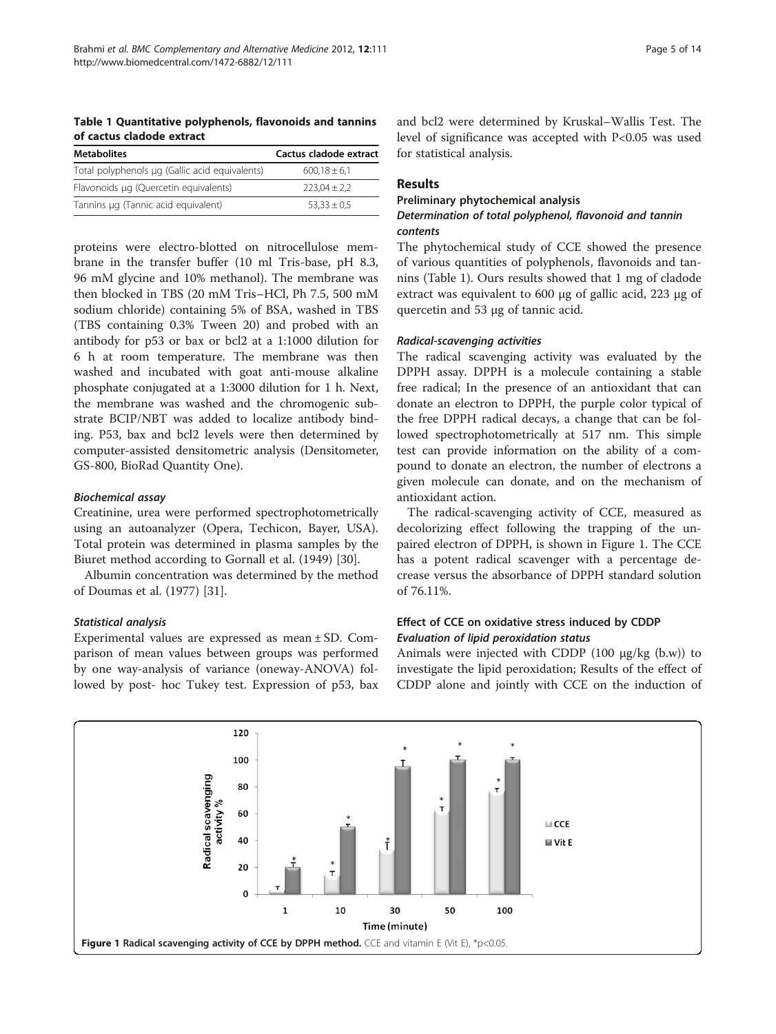**Table 1 Quantitative polyphenols, flavonoids and tannins of cactus cladode extract**

| Metabolites | Cactus cladode extract |
| --- | --- |
| Total polyphenols μg (Gallic acid equivalents) | 600,18 ± 6,1 |
| Flavonoids μg (Quercetin equivalents) | 223,04 ± 2,2 |
| Tannins μg (Tannic acid equivalent) | 53,33 ± 0,5 |

proteins were electro-blotted on nitrocellulose membrane in the transfer buffer (10 ml Tris-base, pH 8.3, 96 mM glycine and 10% methanol). The membrane was then blocked in TBS (20 mM Tris–HCl, Ph 7.5, 500 mM sodium chloride) containing 5% of BSA, washed in TBS (TBS containing 0.3% Tween 20) and probed with an antibody for p53 or bax or bcl2 at a 1:1000 dilution for 6 h at room temperature. The membrane was then washed and incubated with goat anti-mouse alkaline phosphate conjugated at a 1:3000 dilution for 1 h. Next, the membrane was washed and the chromogenic substrate BCIP/NBT was added to localize antibody binding. P53, bax and bcl2 levels were then determined by computer-assisted densitometric analysis (Densitometer, GS-800, BioRad Quantity One).

#### *Biochemical assay*

Creatinine, urea were performed spectrophotometrically using an autoanalyzer (Opera, Techicon, Bayer, USA). Total protein was determined in plasma samples by the Biuret method according to Gornall et al. (1949) [30].

Albumin concentration was determined by the method of Doumas et al. (1977) [31].

#### *Statistical analysis*

Experimental values are expressed as mean ± SD. Comparison of mean values between groups was performed by one way-analysis of variance (oneway-ANOVA) followed by post- hoc Tukey test. Expression of p53, bax and bcl2 were determined by Kruskal–Wallis Test. The level of significance was accepted with $P<0.05$ was used for statistical analysis.

## Results

### Preliminary phytochemical analysis

#### *Determination of total polyphenol, flavonoid and tannin contents*

The phytochemical study of CCE showed the presence of various quantities of polyphenols, flavonoids and tannins (Table 1). Ours results showed that 1 mg of cladode extract was equivalent to 600 μg of gallic acid, 223 μg of quercetin and 53 μg of tannic acid.

#### *Radical-scavenging activities*

The radical scavenging activity was evaluated by the DPPH assay. DPPH is a molecule containing a stable free radical; In the presence of an antioxidant that can donate an electron to DPPH, the purple color typical of the free DPPH radical decays, a change that can be followed spectrophotometrically at 517 nm. This simple test can provide information on the ability of a compound to donate an electron, the number of electrons a given molecule can donate, and on the mechanism of antioxidant action.

The radical-scavenging activity of CCE, measured as decolorizing effect following the trapping of the unpaired electron of DPPH, is shown in Figure 1. The CCE has a potent radical scavenger with a percentage decrease versus the absorbance of DPPH standard solution of 76.11%.

### Effect of CCE on oxidative stress induced by CDDP

#### *Evaluation of lipid peroxidation status*

Animals were injected with CDDP (100 μg/kg (b.w)) to investigate the lipid peroxidation; Results of the effect of CDDP alone and jointly with CCE on the induction of

**Figure 1 Radical scavenging activity of CCE by DPPH method.** CCE and vitamin E (Vit E), *p<0.05.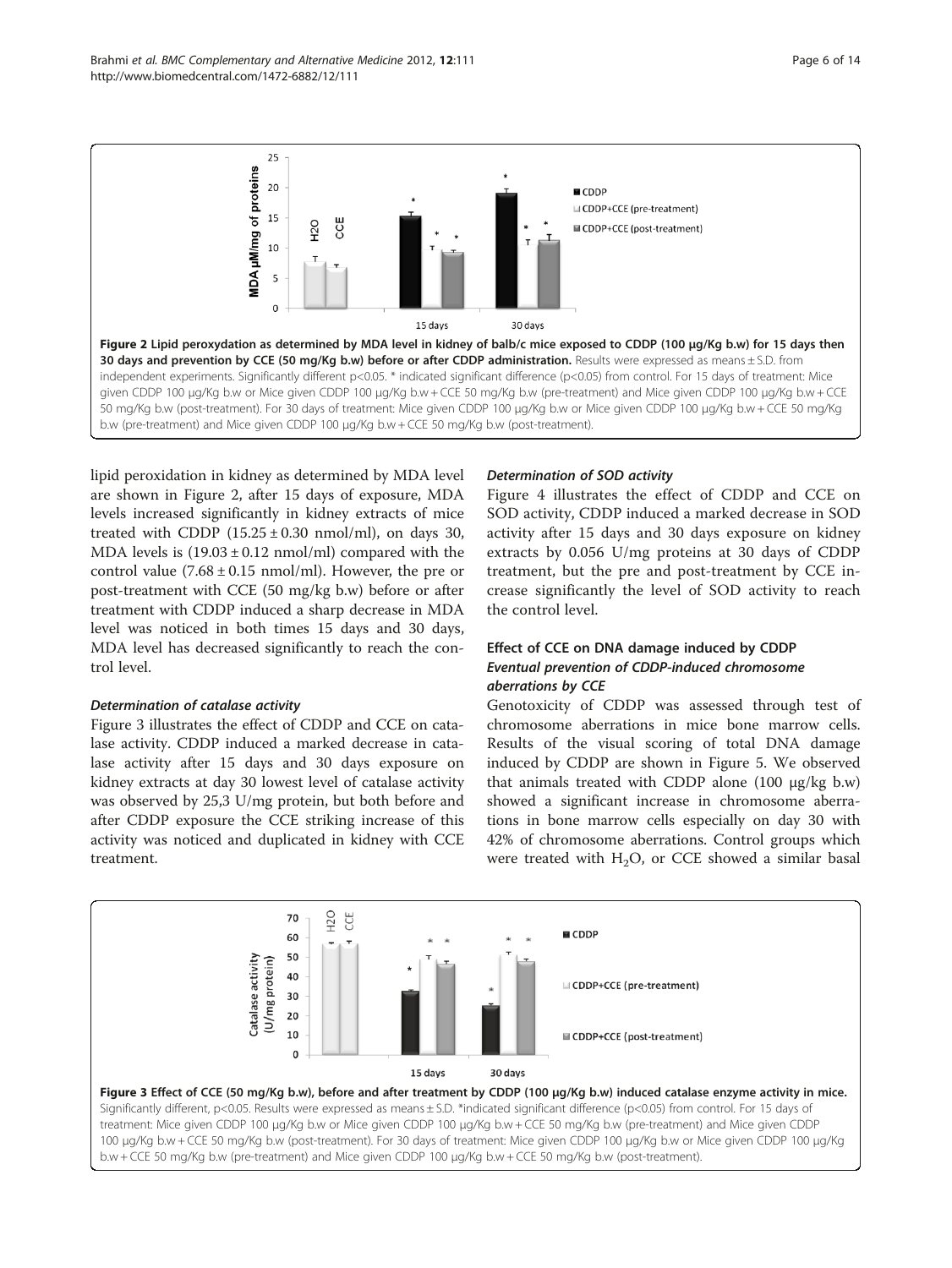**Figure 2 Lipid peroxydation as determined by MDA level in kidney of balb/c mice exposed to CDDP (100 μg/Kg b.w) for 15 days then 30 days and prevention by CCE (50 mg/Kg b.w) before or after CDDP administration.** Results were expressed as means ± S.D. from independent experiments. Significantly different p<0.05. * indicated significant difference (p<0.05) from control. For 15 days of treatment: Mice given CDDP 100 μg/Kg b.w or Mice given CDDP 100 μg/Kg b.w + CCE 50 mg/Kg b.w (pre-treatment) and Mice given CDDP 100 μg/Kg b.w + CCE 50 mg/Kg b.w (post-treatment). For 30 days of treatment: Mice given CDDP 100 μg/Kg b.w or Mice given CDDP 100 μg/Kg b.w + CCE 50 mg/Kg b.w (pre-treatment) and Mice given CDDP 100 μg/Kg b.w + CCE 50 mg/Kg b.w (post-treatment).

lipid peroxidation in kidney as determined by MDA level are shown in Figure 2, after 15 days of exposure, MDA levels increased significantly in kidney extracts of mice treated with CDDP (15.25 ± 0.30 nmol/ml), on days 30, MDA levels is (19.03 ± 0.12 nmol/ml) compared with the control value (7.68 ± 0.15 nmol/ml). However, the pre or post-treatment with CCE (50 mg/kg b.w) before or after treatment with CDDP induced a sharp decrease in MDA level was noticed in both times 15 days and 30 days, MDA level has decreased significantly to reach the control level.

#### *Determination of catalase activity*

Figure 3 illustrates the effect of CDDP and CCE on catalase activity. CDDP induced a marked decrease in catalase activity after 15 days and 30 days exposure on kidney extracts at day 30 lowest level of catalase activity was observed by 25,3 U/mg protein, but both before and after CDDP exposure the CCE striking increase of this activity was noticed and duplicated in kidney with CCE treatment.

#### *Determination of SOD activity*

Figure 4 illustrates the effect of CDDP and CCE on SOD activity, CDDP induced a marked decrease in SOD activity after 15 days and 30 days exposure on kidney extracts by 0.056 U/mg proteins at 30 days of CDDP treatment, but the pre and post-treatment by CCE increase significantly the level of SOD activity to reach the control level.

### Effect of CCE on DNA damage induced by CDDP

#### *Eventual prevention of CDDP-induced chromosome aberrations by CCE*

Genotoxicity of CDDP was assessed through test of chromosome aberrations in mice bone marrow cells. Results of the visual scoring of total DNA damage induced by CDDP are shown in Figure 5. We observed that animals treated with CDDP alone (100 μg/kg b.w) showed a significant increase in chromosome aberrations in bone marrow cells especially on day 30 with 42% of chromosome aberrations. Control groups which were treated with $H_2O$, or CCE showed a similar basal

**Figure 3 Effect of CCE (50 mg/Kg b.w), before and after treatment by CDDP (100 μg/Kg b.w) induced catalase enzyme activity in mice.** Significantly different, p<0.05. Results were expressed as means ± S.D. *indicated significant difference (p<0.05) from control. For 15 days of treatment: Mice given CDDP 100 μg/Kg b.w or Mice given CDDP 100 μg/Kg b.w + CCE 50 mg/Kg b.w (pre-treatment) and Mice given CDDP 100 μg/Kg b.w + CCE 50 mg/Kg b.w (post-treatment). For 30 days of treatment: Mice given CDDP 100 μg/Kg b.w or Mice given CDDP 100 μg/Kg b.w + CCE 50 mg/Kg b.w (pre-treatment) and Mice given CDDP 100 μg/Kg b.w + CCE 50 mg/Kg b.w (post-treatment).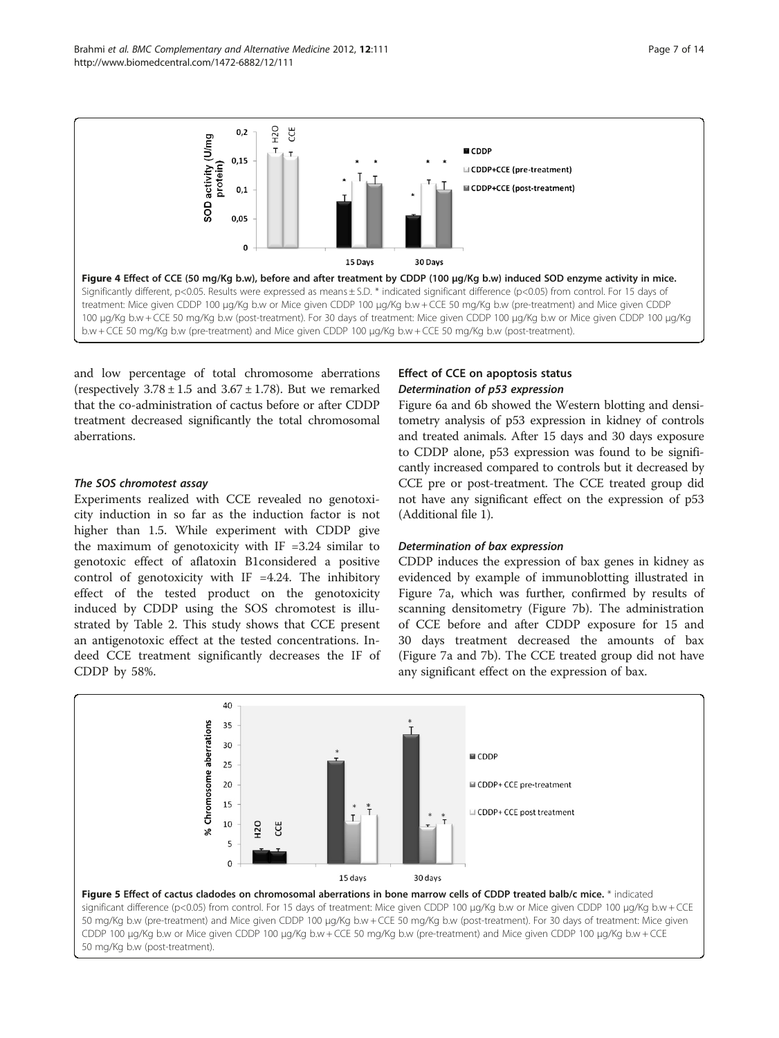**Figure 4 Effect of CCE (50 mg/Kg b.w), before and after treatment by CDDP (100 µg/Kg b.w) induced SOD enzyme activity in mice.** Significantly different, p<0.05. Results were expressed as means ± S.D. * indicated significant difference (p<0.05) from control. For 15 days of treatment: Mice given CDDP 100 µg/Kg b.w or Mice given CDDP 100 µg/Kg b.w + CCE 50 mg/Kg b.w (pre-treatment) and Mice given CDDP 100 µg/Kg b.w + CCE 50 mg/Kg b.w (post-treatment). For 30 days of treatment: Mice given CDDP 100 µg/Kg b.w or Mice given CDDP 100 µg/Kg b.w + CCE 50 mg/Kg b.w (pre-treatment) and Mice given CDDP 100 µg/Kg b.w + CCE 50 mg/Kg b.w (post-treatment).

and low percentage of total chromosome aberrations (respectively $3.78 \pm 1.5$ and $3.67 \pm 1.78$). But we remarked that the co-administration of cactus before or after CDDP treatment decreased significantly the total chromosomal aberrations.

#### *The SOS chromotest assay*

Experiments realized with CCE revealed no genotoxicity induction in so far as the induction factor is not higher than 1.5. While experiment with CDDP give the maximum of genotoxicity with IF =3.24 similar to genotoxic effect of aflatoxin B1considered a positive control of genotoxicity with IF =4.24. The inhibitory effect of the tested product on the genotoxicity induced by CDDP using the SOS chromotest is illustrated by Table 2. This study shows that CCE present an antigenotoxic effect at the tested concentrations. Indeed CCE treatment significantly decreases the IF of CDDP by 58%.

### Effect of CCE on apoptosis status

#### *Determination of p53 expression*

Figure 6a and 6b showed the Western blotting and densitometry analysis of p53 expression in kidney of controls and treated animals. After 15 days and 30 days exposure to CDDP alone, p53 expression was found to be significantly increased compared to controls but it decreased by CCE pre or post-treatment. The CCE treated group did not have any significant effect on the expression of p53 (Additional file 1).

#### *Determination of bax expression*

CDDP induces the expression of bax genes in kidney as evidenced by example of immunoblotting illustrated in Figure 7a, which was further, confirmed by results of scanning densitometry (Figure 7b). The administration of CCE before and after CDDP exposure for 15 and 30 days treatment decreased the amounts of bax (Figure 7a and 7b). The CCE treated group did not have any significant effect on the expression of bax.

**Figure 5 Effect of cactus cladodes on chromosomal aberrations in bone marrow cells of CDDP treated balb/c mice.** * indicated significant difference (p<0.05) from control. For 15 days of treatment: Mice given CDDP 100 µg/Kg b.w or Mice given CDDP 100 µg/Kg b.w + CCE 50 mg/Kg b.w (pre-treatment) and Mice given CDDP 100 µg/Kg b.w + CCE 50 mg/Kg b.w (post-treatment). For 30 days of treatment: Mice given CDDP 100 µg/Kg b.w or Mice given CDDP 100 µg/Kg b.w + CCE 50 mg/Kg b.w (pre-treatment) and Mice given CDDP 100 µg/Kg b.w + CCE 50 mg/Kg b.w (post-treatment).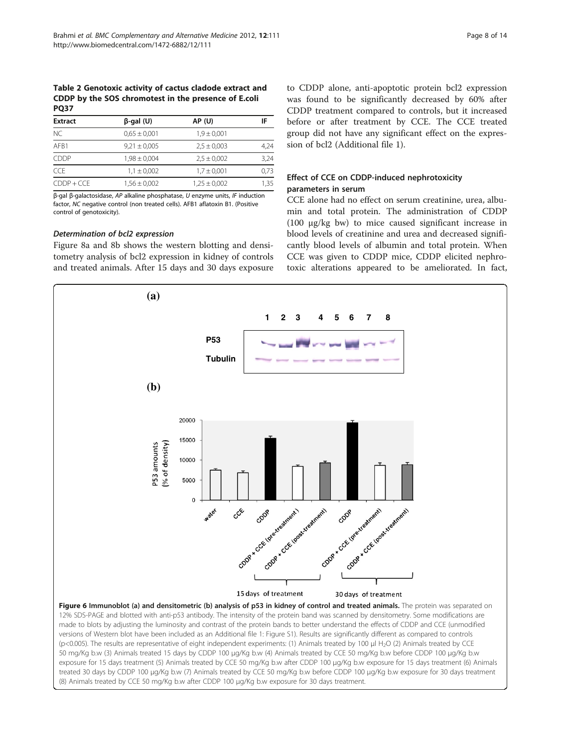**Table 2 Genotoxic activity of cactus cladode extract and CDDP by the SOS chromotest in the presence of E.coli PQ37**

| Extract | β-gal (U) | AP (U) | IF |
|---|---|---|---|
| NC | 0,65 ± 0,001 | 1,9 ± 0,001 | |
| AFB1 | 9,21 ± 0,005 | 2,5 ± 0,003 | 4,24 |
| CDDP | 1,98 ± 0,004 | 2,5 ± 0,002 | 3,24 |
| CCE | 1,1 ± 0,002 | 1,7 ± 0,001 | 0,73 |
| CDDP + CCE | 1,56 ± 0,002 | 1,25 ± 0,002 | 1,35 |

β-gal β-galactosidase, *AP* alkaline phosphatase, *U* enzyme units, *IF* induction factor, *NC* negative control (non treated cells). AFB1 aflatoxin B1. (Positive control of genotoxicity).

### Determination of bcl2 expression

Figure 8a and 8b shows the western blotting and densitometry analysis of bcl2 expression in kidney of controls and treated animals. After 15 days and 30 days exposure to CDDP alone, anti-apoptotic protein bcl2 expression was found to be significantly decreased by 60% after CDDP treatment compared to controls, but it increased before or after treatment by CCE. The CCE treated group did not have any significant effect on the expression of bcl2 (Additional file 1).

## Effect of CCE on CDDP-induced nephrotoxicity parameters in serum

CCE alone had no effect on serum creatinine, urea, albumin and total protein. The administration of CDDP (100 μg/kg bw) to mice caused significant increase in blood levels of creatinine and urea and decreased significantly blood levels of albumin and total protein. When CCE was given to CDDP mice, CDDP elicited nephrotoxic alterations appeared to be ameliorated. In fact,

**Figure 6 Immunoblot (a) and densitometric (b) analysis of p53 in kidney of control and treated animals.** The protein was separated on 12% SDS-PAGE and blotted with anti-p53 antibody. The intensity of the protein band was scanned by densitometry. Some modifications are made to blots by adjusting the luminosity and contrast of the protein bands to better understand the effects of CDDP and CCE (unmodified versions of Western blot have been included as an Additional file 1: Figure S1). Results are significantly different as compared to controls ($p<0.005$). The results are representative of eight independent experiments: (1) Animals treated by 100 μl $H_2O$ (2) Animals treated by CCE 50 mg/Kg b.w (3) Animals treated 15 days by CDDP 100 μg/Kg b.w (4) Animals treated by CCE 50 mg/Kg b.w before CDDP 100 μg/Kg b.w exposure for 15 days treatment (5) Animals treated by CCE 50 mg/Kg b.w after CDDP 100 μg/Kg b.w exposure for 15 days treatment (6) Animals treated 30 days by CDDP 100 μg/Kg b.w (7) Animals treated by CCE 50 mg/Kg b.w before CDDP 100 μg/Kg b.w exposure for 30 days treatment (8) Animals treated by CCE 50 mg/Kg b.w after CDDP 100 μg/Kg b.w exposure for 30 days treatment.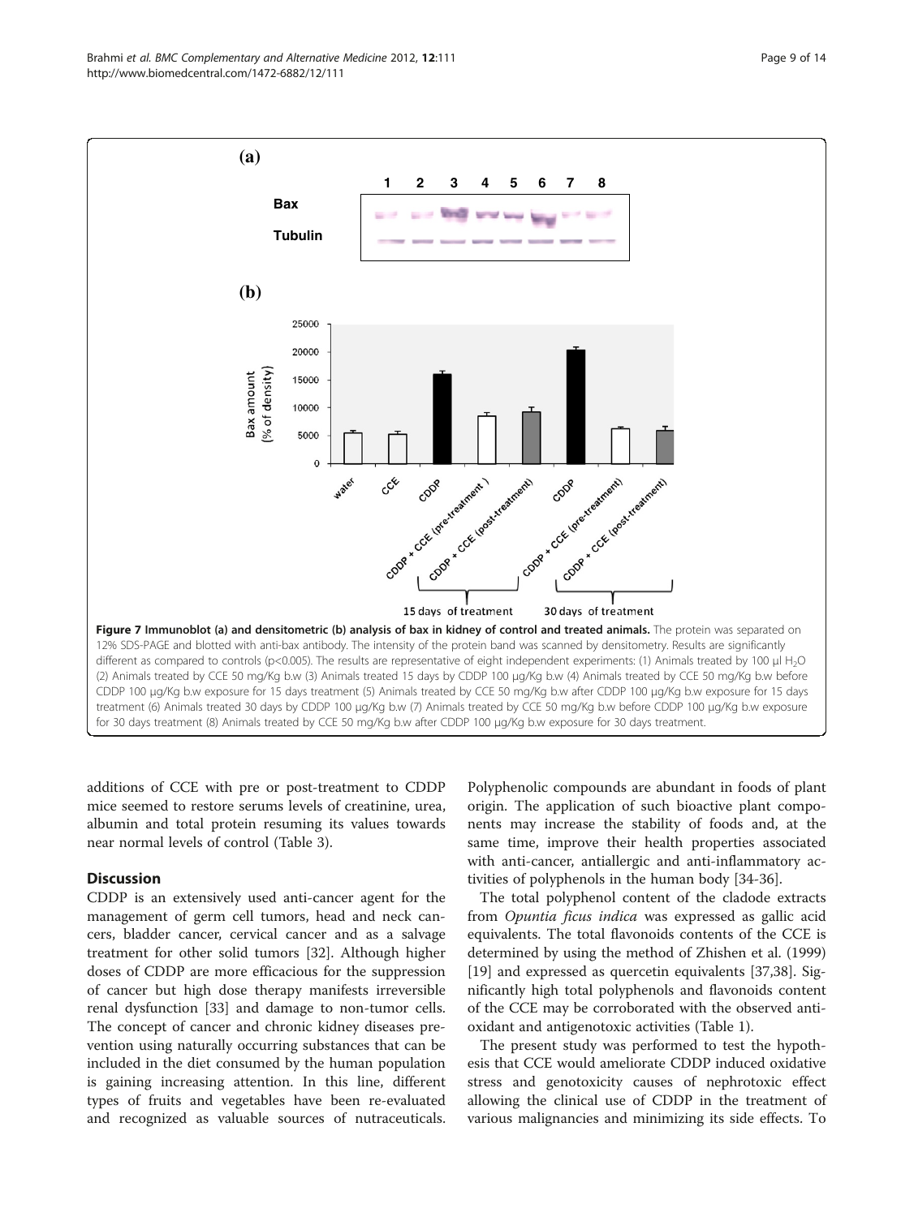**Figure 7 Immunoblot (a) and densitometric (b) analysis of bax in kidney of control and treated animals.** The protein was separated on 12% SDS-PAGE and blotted with anti-bax antibody. The intensity of the protein band was scanned by densitometry. Results are significantly different as compared to controls (p<0.005). The results are representative of eight independent experiments: (1) Animals treated by 100 µl $H_2O$ (2) Animals treated by CCE 50 mg/Kg b.w (3) Animals treated 15 days by CDDP 100 µg/Kg b.w (4) Animals treated by CCE 50 mg/Kg b.w before CDDP 100 µg/Kg b.w exposure for 15 days treatment (5) Animals treated by CCE 50 mg/Kg b.w after CDDP 100 µg/Kg b.w exposure for 15 days treatment (6) Animals treated 30 days by CDDP 100 µg/Kg b.w (7) Animals treated by CCE 50 mg/Kg b.w before CDDP 100 µg/Kg b.w exposure for 30 days treatment (8) Animals treated by CCE 50 mg/Kg b.w after CDDP 100 µg/Kg b.w exposure for 30 days treatment.

additions of CCE with pre or post-treatment to CDDP mice seemed to restore serums levels of creatinine, urea, albumin and total protein resuming its values towards near normal levels of control (Table 3).

## Discussion

CDDP is an extensively used anti-cancer agent for the management of germ cell tumors, head and neck cancers, bladder cancer, cervical cancer and as a salvage treatment for other solid tumors [32]. Although higher doses of CDDP are more efficacious for the suppression of cancer but high dose therapy manifests irreversible renal dysfunction [33] and damage to non-tumor cells. The concept of cancer and chronic kidney diseases prevention using naturally occurring substances that can be included in the diet consumed by the human population is gaining increasing attention. In this line, different types of fruits and vegetables have been re-evaluated and recognized as valuable sources of nutraceuticals. Polyphenolic compounds are abundant in foods of plant origin. The application of such bioactive plant components may increase the stability of foods and, at the same time, improve their health properties associated with anti-cancer, antiallergic and anti-inflammatory activities of polyphenols in the human body [34-36].

The total polyphenol content of the cladode extracts from *Opuntia ficus indica* was expressed as gallic acid equivalents. The total flavonoids contents of the CCE is determined by using the method of Zhishen et al. (1999) [19] and expressed as quercetin equivalents [37,38]. Significantly high total polyphenols and flavonoids content of the CCE may be corroborated with the observed antioxidant and antigenotoxic activities (Table 1).

The present study was performed to test the hypothesis that CCE would ameliorate CDDP induced oxidative stress and genotoxicity causes of nephrotoxic effect allowing the clinical use of CDDP in the treatment of various malignancies and minimizing its side effects. To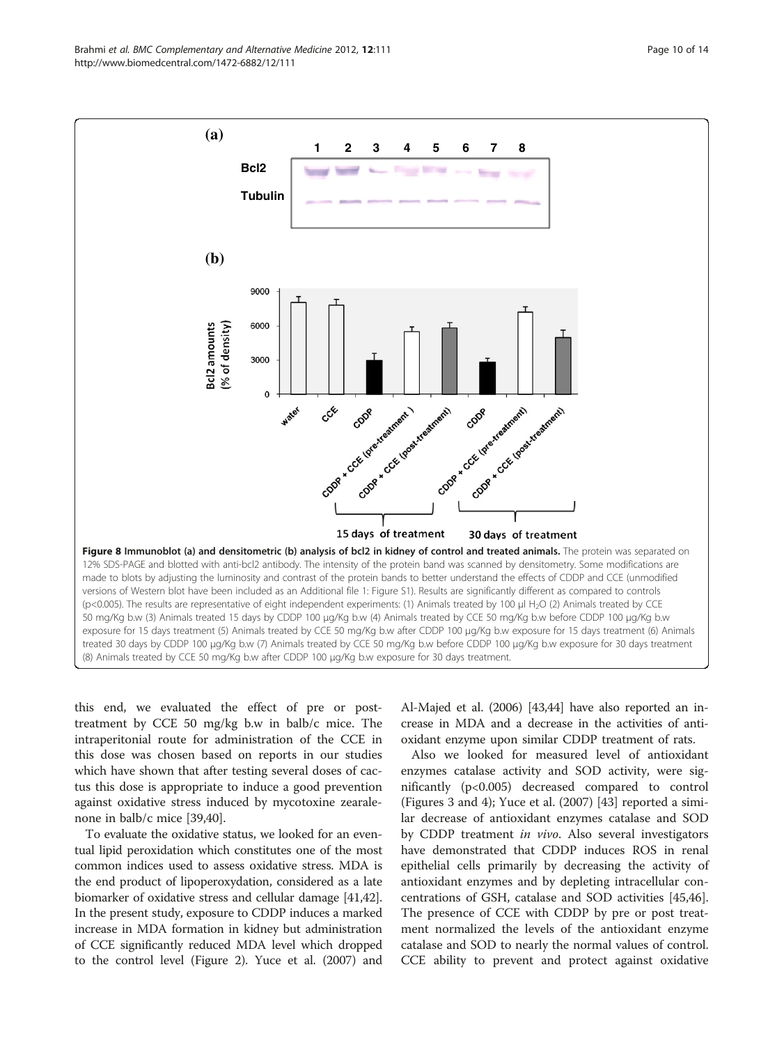**Figure 8 Immunoblot (a) and densitometric (b) analysis of bcl2 in kidney of control and treated animals.** The protein was separated on 12% SDS-PAGE and blotted with anti-bcl2 antibody. The intensity of the protein band was scanned by densitometry. Some modifications are made to blots by adjusting the luminosity and contrast of the protein bands to better understand the effects of CDDP and CCE (unmodified versions of Western blot have been included as an Additional file 1: Figure S1). Results are significantly different as compared to controls ($p<0.005$). The results are representative of eight independent experiments: (1) Animals treated by 100 µl $H_2O$ (2) Animals treated by CCE 50 mg/Kg b.w (3) Animals treated 15 days by CDDP 100 µg/Kg b.w (4) Animals treated by CCE 50 mg/Kg b.w before CDDP 100 µg/Kg b.w exposure for 15 days treatment (5) Animals treated by CCE 50 mg/Kg b.w after CDDP 100 µg/Kg b.w exposure for 15 days treatment (6) Animals treated 30 days by CDDP 100 µg/Kg b.w (7) Animals treated by CCE 50 mg/Kg b.w before CDDP 100 µg/Kg b.w exposure for 30 days treatment (8) Animals treated by CCE 50 mg/Kg b.w after CDDP 100 µg/Kg b.w exposure for 30 days treatment.

this end, we evaluated the effect of pre or post-treatment by CCE 50 mg/kg b.w in balb/c mice. The intraperitonial route for administration of the CCE in this dose was chosen based on reports in our studies which have shown that after testing several doses of cactus this dose is appropriate to induce a good prevention against oxidative stress induced by mycotoxine zearalenone in balb/c mice [39,40].

To evaluate the oxidative status, we looked for an eventual lipid peroxidation which constitutes one of the most common indices used to assess oxidative stress. MDA is the end product of lipoperoxydation, considered as a late biomarker of oxidative stress and cellular damage [41,42]. In the present study, exposure to CDDP induces a marked increase in MDA formation in kidney but administration of CCE significantly reduced MDA level which dropped to the control level (Figure 2). Yuce et al. (2007) and Al-Majed et al. (2006) [43,44] have also reported an increase in MDA and a decrease in the activities of antioxidant enzyme upon similar CDDP treatment of rats.

Also we looked for measured level of antioxidant enzymes catalase activity and SOD activity, were significantly ($p<0.005$) decreased compared to control (Figures 3 and 4); Yuce et al. (2007) [43] reported a similar decrease of antioxidant enzymes catalase and SOD by CDDP treatment *in vivo*. Also several investigators have demonstrated that CDDP induces ROS in renal epithelial cells primarily by decreasing the activity of antioxidant enzymes and by depleting intracellular concentrations of GSH, catalase and SOD activities [45,46]. The presence of CCE with CDDP by pre or post treatment normalized the levels of the antioxidant enzyme catalase and SOD to nearly the normal values of control. CCE ability to prevent and protect against oxidative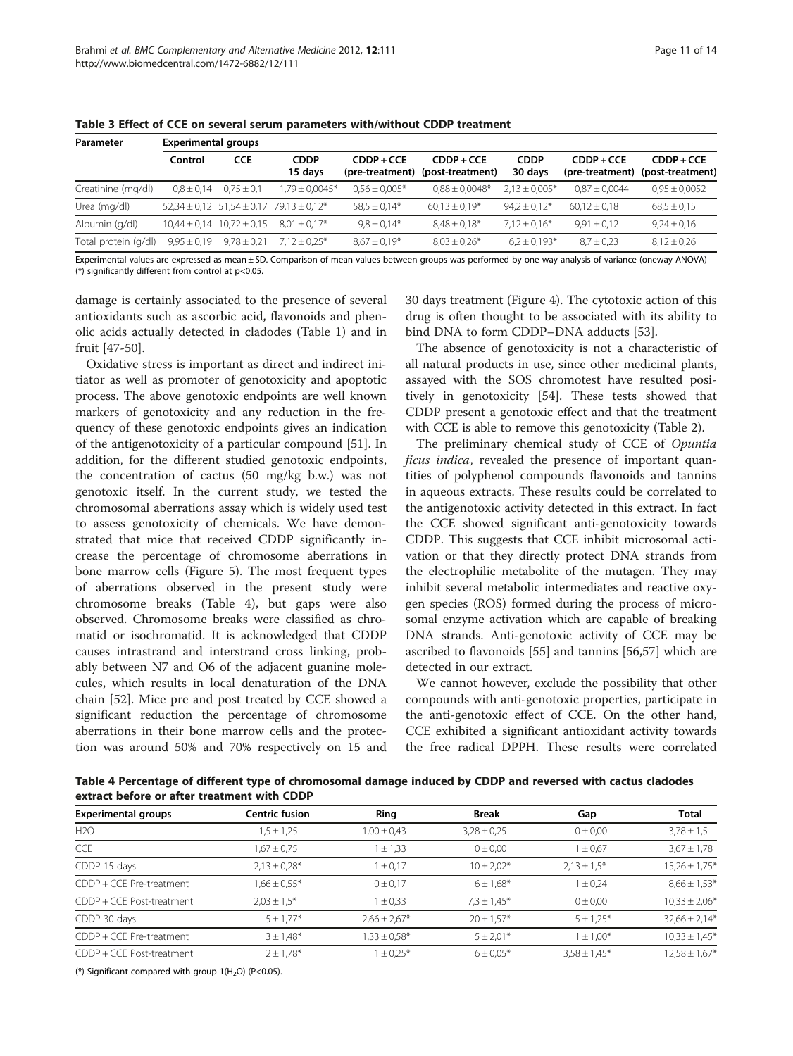**Table 3 Effect of CCE on several serum parameters with/without CDDP treatment**

| Parameter | Experimental groups | | | | | | | |
|---|---|---|---|---|---|---|---|---|
| | Control | CCE | CDDP 15 days | CDDP + CCE (pre-treatment) | CDDP + CCE (post-treatment) | CDDP 30 days | CDDP + CCE (pre-treatment) | CDDP + CCE (post-treatment) |
| Creatinine (mg/dl) | 0,8 ± 0,14 | 0,75 ± 0,1 | 1,79 ± 0,0045* | 0,56 ± 0,005* | 0,88 ± 0,0048* | 2,13 ± 0,005* | 0,87 ± 0,0044 | 0,95 ± 0,0052 |
| Urea (mg/dl) | 52,34 ± 0,12 | 51,54 ± 0,17 | 79,13 ± 0,12* | 58,5 ± 0,14* | 60,13 ± 0,19* | 94,2 ± 0,12* | 60,12 ± 0,18 | 68,5 ± 0,15 |
| Albumin (g/dl) | 10,44 ± 0,14 | 10,72 ± 0,15 | 8,01 ± 0,17* | 9,8 ± 0,14* | 8,48 ± 0,18* | 7,12 ± 0,16* | 9,91 ± 0,12 | 9,24 ± 0,16 |
| Total protein (g/dl) | 9,95 ± 0,19 | 9,78 ± 0,21 | 7,12 ± 0,25* | 8,67 ± 0,19* | 8,03 ± 0,26* | 6,2 ± 0,193* | 8,7 ± 0,23 | 8,12 ± 0,26 |

Experimental values are expressed as mean ± SD. Comparison of mean values between groups was performed by one way-analysis of variance (oneway-ANOVA) (*) significantly different from control at p<0.05.

damage is certainly associated to the presence of several antioxidants such as ascorbic acid, flavonoids and phenolic acids actually detected in cladodes (Table 1) and in fruit [47-50].

Oxidative stress is important as direct and indirect initiator as well as promoter of genotoxicity and apoptotic process. The above genotoxic endpoints are well known markers of genotoxicity and any reduction in the frequency of these genotoxic endpoints gives an indication of the antigenotoxicity of a particular compound [51]. In addition, for the different studied genotoxic endpoints, the concentration of cactus (50 mg/kg b.w.) was not genotoxic itself. In the current study, we tested the chromosomal aberrations assay which is widely used test to assess genotoxicity of chemicals. We have demonstrated that mice that received CDDP significantly increase the percentage of chromosome aberrations in bone marrow cells (Figure 5). The most frequent types of aberrations observed in the present study were chromosome breaks (Table 4), but gaps were also observed. Chromosome breaks were classified as chromatid or isochromatid. It is acknowledged that CDDP causes intrastrand and interstrand cross linking, probably between N7 and O6 of the adjacent guanine molecules, which results in local denaturation of the DNA chain [52]. Mice pre and post treated by CCE showed a significant reduction the percentage of chromosome aberrations in their bone marrow cells and the protection was around 50% and 70% respectively on 15 and 30 days treatment (Figure 4). The cytotoxic action of this drug is often thought to be associated with its ability to bind DNA to form CDDP–DNA adducts [53].

The absence of genotoxicity is not a characteristic of all natural products in use, since other medicinal plants, assayed with the SOS chromotest have resulted positively in genotoxicity [54]. These tests showed that CDDP present a genotoxic effect and that the treatment with CCE is able to remove this genotoxicity (Table 2).

The preliminary chemical study of CCE of *Opuntia ficus indica*, revealed the presence of important quantities of polyphenol compounds flavonoids and tannins in aqueous extracts. These results could be correlated to the antigenotoxic activity detected in this extract. In fact the CCE showed significant anti-genotoxicity towards CDDP. This suggests that CCE inhibit microsomal activation or that they directly protect DNA strands from the electrophilic metabolite of the mutagen. They may inhibit several metabolic intermediates and reactive oxygen species (ROS) formed during the process of microsomal enzyme activation which are capable of breaking DNA strands. Anti-genotoxic activity of CCE may be ascribed to flavonoids [55] and tannins [56,57] which are detected in our extract.

We cannot however, exclude the possibility that other compounds with anti-genotoxic properties, participate in the anti-genotoxic effect of CCE. On the other hand, CCE exhibited a significant antioxidant activity towards the free radical DPPH. These results were correlated

**Table 4 Percentage of different type of chromosomal damage induced by CDDP and reversed with cactus cladodes extract before or after treatment with CDDP**

| Experimental groups | Centric fusion | Ring | Break | Gap | Total |
|---|---|---|---|---|---|
| H2O | 1,5 ± 1,25 | 1,00 ± 0,43 | 3,28 ± 0,25 | 0 ± 0,00 | 3,78 ± 1,5 |
| CCE | 1,67 ± 0,75 | 1 ± 1,33 | 0 ± 0,00 | 1 ± 0,67 | 3,67 ± 1,78 |
| CDDP 15 days | 2,13 ± 0,28* | 1 ± 0,17 | 10 ± 2,02* | 2,13 ± 1,5* | 15,26 ± 1,75* |
| CDDP + CCE Pre-treatment | 1,66 ± 0,55* | 0 ± 0,17 | 6 ± 1,68* | 1 ± 0,24 | 8,66 ± 1,53* |
| CDDP + CCE Post-treatment | 2,03 ± 1,5* | 1 ± 0,33 | 7,3 ± 1,45* | 0 ± 0,00 | 10,33 ± 2,06* |
| CDDP 30 days | 5 ± 1,77* | 2,66 ± 2,67* | 20 ± 1,57* | 5 ± 1,25* | 32,66 ± 2,14* |
| CDDP + CCE Pre-treatment | 3 ± 1,48* | 1,33 ± 0,58* | 5 ± 2,01* | 1 ± 1,00* | 10,33 ± 1,45* |
| CDDP + CCE Post-treatment | 2 ± 1,78* | 1 ± 0,25* | 6 ± 0,05* | 3,58 ± 1,45* | 12,58 ± 1,67* |

(*) Significant compared with group 1($H_2O$) (P<0.05).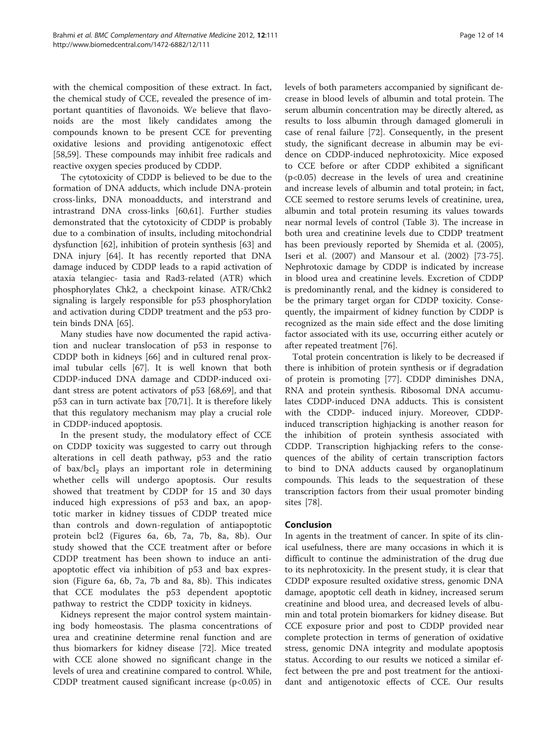with the chemical composition of these extract. In fact, the chemical study of CCE, revealed the presence of important quantities of flavonoids. We believe that flavonoids are the most likely candidates among the compounds known to be present CCE for preventing oxidative lesions and providing antigenotoxic effect [58,59]. These compounds may inhibit free radicals and reactive oxygen species produced by CDDP.

The cytotoxicity of CDDP is believed to be due to the formation of DNA adducts, which include DNA-protein cross-links, DNA monoadducts, and interstrand and intrastrand DNA cross-links [60,61]. Further studies demonstrated that the cytotoxicity of CDDP is probably due to a combination of insults, including mitochondrial dysfunction [62], inhibition of protein synthesis [63] and DNA injury [64]. It has recently reported that DNA damage induced by CDDP leads to a rapid activation of ataxia telangiec- tasia and Rad3-related (ATR) which phosphorylates Chk2, a checkpoint kinase. ATR/Chk2 signaling is largely responsible for p53 phosphorylation and activation during CDDP treatment and the p53 protein binds DNA [65].

Many studies have now documented the rapid activation and nuclear translocation of p53 in response to CDDP both in kidneys [66] and in cultured renal proximal tubular cells [67]. It is well known that both CDDP-induced DNA damage and CDDP-induced oxidant stress are potent activators of p53 [68,69], and that p53 can in turn activate bax [70,71]. It is therefore likely that this regulatory mechanism may play a crucial role in CDDP-induced apoptosis.

In the present study, the modulatory effect of CCE on CDDP toxicity was suggested to carry out through alterations in cell death pathway, p53 and the ratio of bax/$bcl_2$ plays an important role in determining whether cells will undergo apoptosis. Our results showed that treatment by CDDP for 15 and 30 days induced high expressions of p53 and bax, an apoptotic marker in kidney tissues of CDDP treated mice than controls and down-regulation of antiapoptotic protein bcl2 (Figures 6a, 6b, 7a, 7b, 8a, 8b). Our study showed that the CCE treatment after or before CDDP treatment has been shown to induce an anti-apoptotic effect via inhibition of p53 and bax expression (Figure 6a, 6b, 7a, 7b and 8a, 8b). This indicates that CCE modulates the p53 dependent apoptotic pathway to restrict the CDDP toxicity in kidneys.

Kidneys represent the major control system maintaining body homeostasis. The plasma concentrations of urea and creatinine determine renal function and are thus biomarkers for kidney disease [72]. Mice treated with CCE alone showed no significant change in the levels of urea and creatinine compared to control. While, CDDP treatment caused significant increase ($p<0.05$) in levels of both parameters accompanied by significant decrease in blood levels of albumin and total protein. The serum albumin concentration may be directly altered, as results to loss albumin through damaged glomeruli in case of renal failure [72]. Consequently, in the present study, the significant decrease in albumin may be evidence on CDDP-induced nephrotoxicity. Mice exposed to CCE before or after CDDP exhibited a significant ($p<0.05$) decrease in the levels of urea and creatinine and increase levels of albumin and total protein; in fact, CCE seemed to restore serums levels of creatinine, urea, albumin and total protein resuming its values towards near normal levels of control (Table 3). The increase in both urea and creatinine levels due to CDDP treatment has been previously reported by Shemida et al. (2005), Iseri et al. (2007) and Mansour et al. (2002) [73-75]. Nephrotoxic damage by CDDP is indicated by increase in blood urea and creatinine levels. Excretion of CDDP is predominantly renal, and the kidney is considered to be the primary target organ for CDDP toxicity. Consequently, the impairment of kidney function by CDDP is recognized as the main side effect and the dose limiting factor associated with its use, occurring either acutely or after repeated treatment [76].

Total protein concentration is likely to be decreased if there is inhibition of protein synthesis or if degradation of protein is promoting [77]. CDDP diminishes DNA, RNA and protein synthesis. Ribosomal DNA accumulates CDDP-induced DNA adducts. This is consistent with the CDDP- induced injury. Moreover, CDDP-induced transcription highjacking is another reason for the inhibition of protein synthesis associated with CDDP. Transcription highjacking refers to the consequences of the ability of certain transcription factors to bind to DNA adducts caused by organoplatinum compounds. This leads to the sequestration of these transcription factors from their usual promoter binding sites [78].

## Conclusion

In agents in the treatment of cancer. In spite of its clinical usefulness, there are many occasions in which it is difficult to continue the administration of the drug due to its nephrotoxicity. In the present study, it is clear that CDDP exposure resulted oxidative stress, genomic DNA damage, apoptotic cell death in kidney, increased serum creatinine and blood urea, and decreased levels of albumin and total protein biomarkers for kidney disease. But CCE exposure prior and post to CDDP provided near complete protection in terms of generation of oxidative stress, genomic DNA integrity and modulate apoptosis status. According to our results we noticed a similar effect between the pre and post treatment for the antioxidant and antigenotoxic effects of CCE. Our results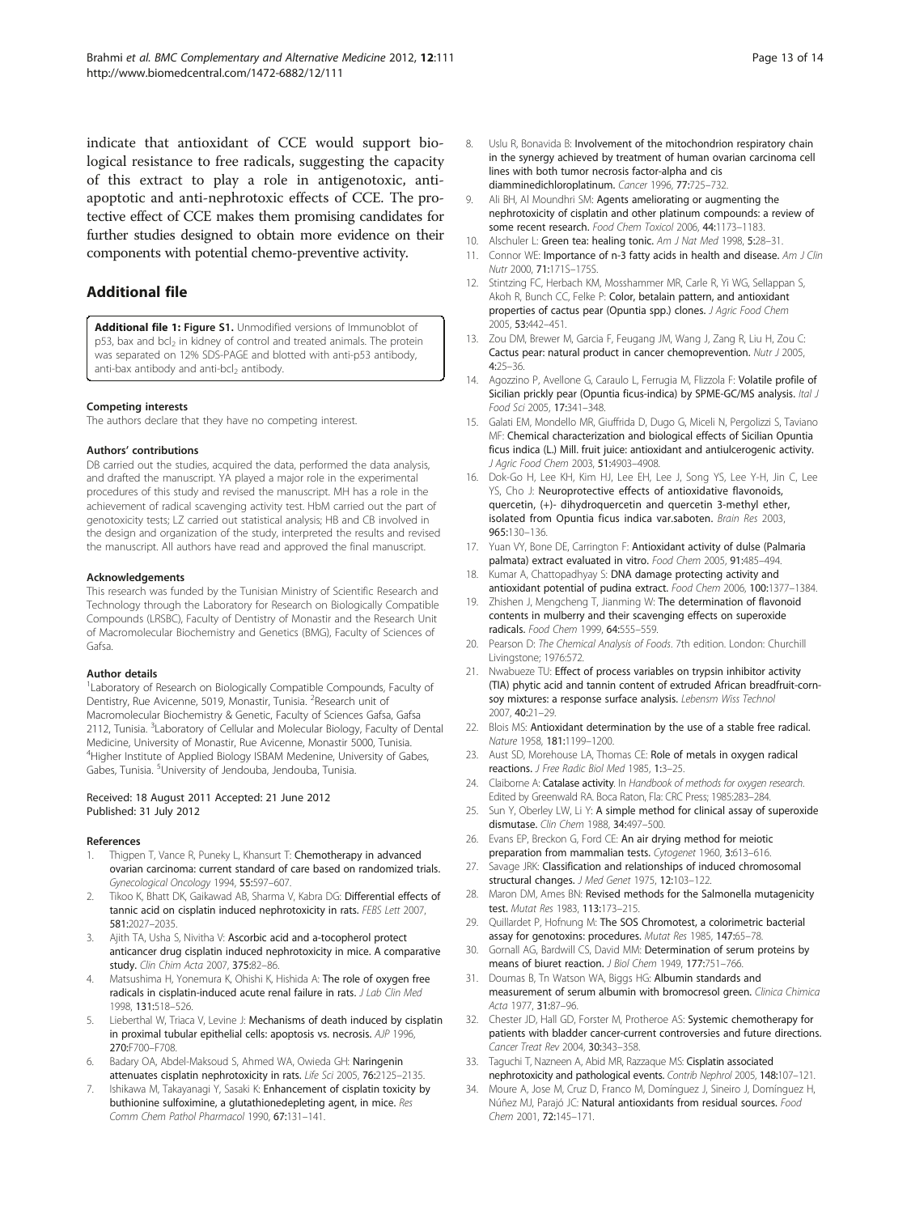indicate that antioxidant of CCE would support biological resistance to free radicals, suggesting the capacity of this extract to play a role in antigenotoxic, anti-apoptotic and anti-nephrotoxic effects of CCE. The protective effect of CCE makes them promising candidates for further studies designed to obtain more evidence on their components with potential chemo-preventive activity.

## Additional file

**Additional file 1: Figure S1.** Unmodified versions of Immunoblot of p53, bax and $bcl_2$ in kidney of control and treated animals. The protein was separated on 12% SDS-PAGE and blotted with anti-p53 antibody, anti-bax antibody and anti-$bcl_2$ antibody.

#### Competing interests

The authors declare that they have no competing interest.

#### Authors' contributions

DB carried out the studies, acquired the data, performed the data analysis, and drafted the manuscript. YA played a major role in the experimental procedures of this study and revised the manuscript. MH has a role in the achievement of radical scavenging activity test. HbM carried out the part of genotoxicity tests; LZ carried out statistical analysis; HB and CB involved in the design and organization of the study, interpreted the results and revised the manuscript. All authors have read and approved the final manuscript.

#### Acknowledgements

This research was funded by the Tunisian Ministry of Scientific Research and Technology through the Laboratory for Research on Biologically Compatible Compounds (LRSBC), Faculty of Dentistry of Monastir and the Research Unit of Macromolecular Biochemistry and Genetics (BMG), Faculty of Sciences of Gafsa.

#### Author details

[1]Laboratory of Research on Biologically Compatible Compounds, Faculty of Dentistry, Rue Avicenne, 5019, Monastir, Tunisia. [2]Research unit of Macromolecular Biochemistry & Genetic, Faculty of Sciences Gafsa, Gafsa 2112, Tunisia. [3]Laboratory of Cellular and Molecular Biology, Faculty of Dental Medicine, University of Monastir, Rue Avicenne, Monastir 5000, Tunisia. [4]Higher Institute of Applied Biology ISBAM Medenine, University of Gabes, Gabes, Tunisia. [5]University of Jendouba, Jendouba, Tunisia.

Received: 18 August 2011 Accepted: 21 June 2012
Published: 31 July 2012

#### References

1. Thigpen T, Vance R, Puneky L, Khansurt T: **Chemotherapy in advanced ovarian carcinoma: current standard of care based on randomized trials.** *Gynecological Oncology* 1994, **55:**597–607.
2. Tikoo K, Bhatt DK, Gaikawad AB, Sharma V, Kabra DG: **Differential effects of tannic acid on cisplatin induced nephrotoxicity in rats.** *FEBS Lett* 2007, **581:**2027–2035.
3. Ajith TA, Usha S, Nivitha V: **Ascorbic acid and a-tocopherol protect anticancer drug cisplatin induced nephrotoxicity in mice. A comparative study.** *Clin Chim Acta* 2007, **375:**82–86.
4. Matsushima H, Yonemura K, Ohishi K, Hishida A: **The role of oxygen free radicals in cisplatin-induced acute renal failure in rats.** *J Lab Clin Med* 1998, **131:**518–526.
5. Lieberthal W, Triaca V, Levine J: **Mechanisms of death induced by cisplatin in proximal tubular epithelial cells: apoptosis vs. necrosis.** *AJP* 1996, **270:**F700–F708.
6. Badary OA, Abdel-Maksoud S, Ahmed WA, Owieda GH: **Naringenin attenuates cisplatin nephrotoxicity in rats.** *Life Sci* 2005, **76:**2125–2135.
7. Ishikawa M, Takayanagi Y, Sasaki K: **Enhancement of cisplatin toxicity by buthionine sulfoximine, a glutathionedepleting agent, in mice.** *Res Comm Chem Pathol Pharmacol* 1990, **67:**131–141.
8. Uslu R, Bonavida B: **Involvement of the mitochondrion respiratory chain in the synergy achieved by treatment of human ovarian carcinoma cell lines with both tumor necrosis factor-alpha and cis diamminedichloroplatinum.** *Cancer* 1996, **77:**725–732.
9. Ali BH, Al Moundhri SM: **Agents ameliorating or augmenting the nephrotoxicity of cisplatin and other platinum compounds: a review of some recent research.** *Food Chem Toxicol* 2006, **44:**1173–1183.
10. Alschuler L: **Green tea: healing tonic.** *Am J Nat Med* 1998, **5:**28–31.
11. Connor WE: **Importance of n-3 fatty acids in health and disease.** *Am J Clin Nutr* 2000, **71:**171S–175S.
12. Stintzing FC, Herbach KM, Mosshammer MR, Carle R, Yi WG, Sellappan S, Akoh R, Bunch CC, Felke P: **Color, betalain pattern, and antioxidant properties of cactus pear (Opuntia spp.) clones.** *J Agric Food Chem* 2005, **53:**442–451.
13. Zou DM, Brewer M, Garcia F, Feugang JM, Wang J, Zang R, Liu H, Zou C: **Cactus pear: natural product in cancer chemoprevention.** *Nutr J* 2005, **4:**25–36.
14. Agozzino P, Avellone G, Caraulo L, Ferrugia M, Flizzola F: **Volatile profile of Sicilian prickly pear (Opuntia ficus-indica) by SPME-GC/MS analysis.** *Ital J Food Sci* 2005, **17:**341–348.
15. Galati EM, Mondello MR, Giuffrida D, Dugo G, Miceli N, Pergolizzi S, Taviano MF: **Chemical characterization and biological effects of Sicilian Opuntia ficus indica (L.) Mill. fruit juice: antioxidant and antiulcerogenic activity.** *J Agric Food Chem* 2003, **51:**4903–4908.
16. Dok-Go H, Lee KH, Kim HJ, Lee EH, Lee J, Song YS, Lee Y-H, Jin C, Lee YS, Cho J: **Neuroprotective effects of antioxidative flavonoids, quercetin, (+)- dihydroquercetin and quercetin 3-methyl ether, isolated from Opuntia ficus indica var.saboten.** *Brain Res* 2003, **965:**130–136.
17. Yuan VY, Bone DE, Carrington F: **Antioxidant activity of dulse (Palmaria palmata) extract evaluated in vitro.** *Food Chem* 2005, **91:**485–494.
18. Kumar A, Chattopadhyay S: **DNA damage protecting activity and antioxidant potential of pudina extract.** *Food Chem* 2006, **100:**1377–1384.
19. Zhishen J, Mengcheng T, Jianming W: **The determination of flavonoid contents in mulberry and their scavenging effects on superoxide radicals.** *Food Chem* 1999, **64:**555–559.
20. Pearson D: *The Chemical Analysis of Foods*. 7th edition. London: Churchill Livingstone; 1976:572.
21. Nwabueze TU: **Effect of process variables on trypsin inhibitor activity (TIA) phytic acid and tannin content of extruded African breadfruit-corn-soy mixtures: a response surface analysis.** *Lebensm Wiss Technol* 2007, **40:**21–29.
22. Blois MS: **Antioxidant determination by the use of a stable free radical.** *Nature* 1958, **181:**1199–1200.
23. Aust SD, Morehouse LA, Thomas CE: **Role of metals in oxygen radical reactions.** *J Free Radic Biol Med* 1985, **1:**3–25.
24. Claiborne A: **Catalase activity.** In *Handbook of methods for oxygen research*. Edited by Greenwald RA. Boca Raton, Fla: CRC Press; 1985:283–284.
25. Sun Y, Oberley LW, Li Y: **A simple method for clinical assay of superoxide dismutase.** *Clin Chem* 1988, **34:**497–500.
26. Evans EP, Breckon G, Ford CE: **An air drying method for meiotic preparation from mammalian tests.** *Cytogenet* 1960, **3:**613–616.
27. Savage JRK: **Classification and relationships of induced chromosomal structural changes.** *J Med Genet* 1975, **12:**103–122.
28. Maron DM, Ames BN: **Revised methods for the Salmonella mutagenicity test.** *Mutat Res* 1983, **113:**173–215.
29. Quillardet P, Hofnung M: **The SOS Chromotest, a colorimetric bacterial assay for genotoxins: procedures.** *Mutat Res* 1985, **147:**65–78.
30. Gornall AG, Bardwill CS, David MM: **Determination of serum proteins by means of biuret reaction.** *J Biol Chem* 1949, **177:**751–766.
31. Doumas B, Tn Watson WA, Biggs HG: **Albumin standards and measurement of serum albumin with bromocresol green.** *Clinica Chimica Acta* 1977, **31:**87–96.
32. Chester JD, Hall GD, Forster M, Protheroe AS: **Systemic chemotherapy for patients with bladder cancer-current controversies and future directions.** *Cancer Treat Rev* 2004, **30:**343–358.
33. Taguchi T, Nazneen A, Abid MR, Razzaque MS: **Cisplatin associated nephrotoxicity and pathological events.** *Contrib Nephrol* 2005, **148:**107–121.
34. Moure A, Jose M, Cruz D, Franco M, Domínguez J, Sineiro J, Domínguez H, Núñez MJ, Parajó JC: **Natural antioxidants from residual sources.** *Food Chem* 2001, **72:**145–171.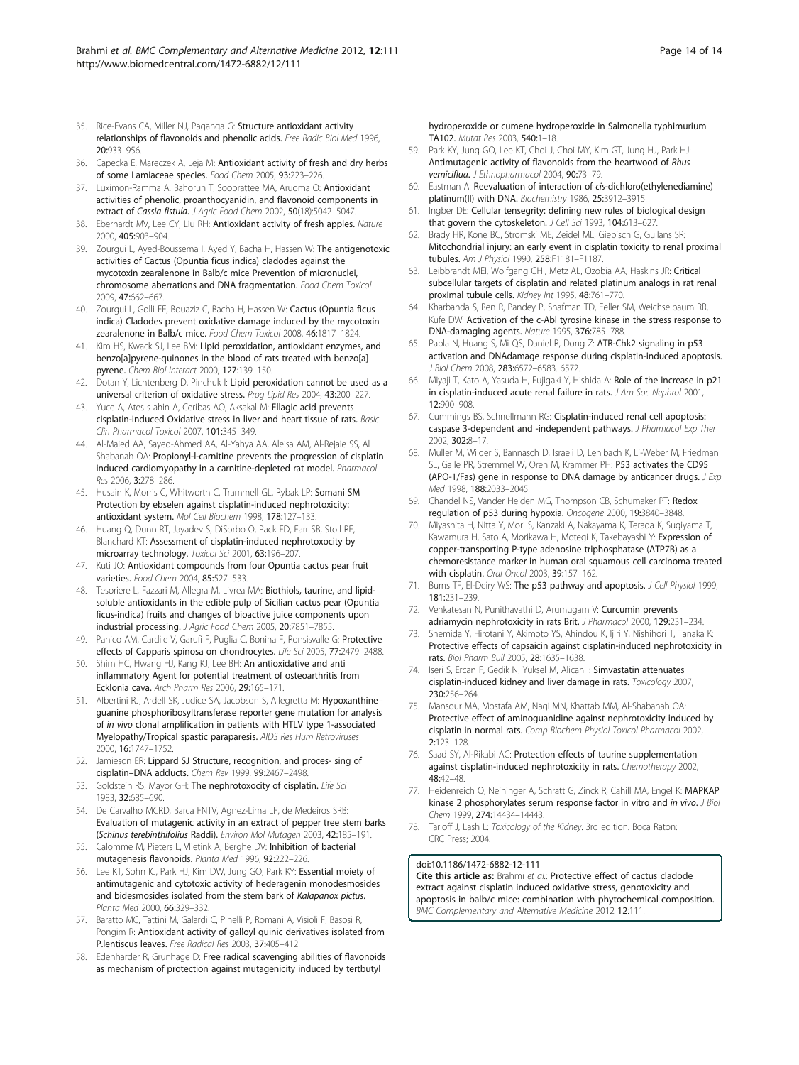35. Rice-Evans CA, Miller NJ, Paganga G: **Structure antioxidant activity relationships of flavonoids and phenolic acids.** *Free Radic Biol Med* 1996, **20:**933–956.
36. Capecka E, Mareczek A, Leja M: **Antioxidant activity of fresh and dry herbs of some Lamiaceae species.** *Food Chem* 2005, **93:**223–226.
37. Luximon-Ramma A, Bahorun T, Soobrattee MA, Aruoma O: **Antioxidant activities of phenolic, proanthocyanidin, and flavonoid components in extract of *Cassia fistula*.** *J Agric Food Chem* 2002, **50**(18):5042–5047.
38. Eberhardt MV, Lee CY, Liu RH: **Antioxidant activity of fresh apples.** *Nature* 2000, **405:**903–904.
39. Zourgui L, Ayed-Boussema I, Ayed Y, Bacha H, Hassen W: **The antigenotoxic activities of Cactus (Opuntia ficus indica) cladodes against the mycotoxin zearalenone in Balb/c mice Prevention of micronuclei, chromosome aberrations and DNA fragmentation.** *Food Chem Toxicol* 2009, **47:**662–667.
40. Zourgui L, Golli EE, Bouaziz C, Bacha H, Hassen W: **Cactus (Opuntia ficus indica) Cladodes prevent oxidative damage induced by the mycotoxin zearalenone in Balb/c mice.** *Food Chem Toxicol* 2008, **46:**1817–1824.
41. Kim HS, Kwack SJ, Lee BM: **Lipid peroxidation, antioxidant enzymes, and benzo[a]pyrene-quinones in the blood of rats treated with benzo[a] pyrene.** *Chem Biol Interact* 2000, **127:**139–150.
42. Dotan Y, Lichtenberg D, Pinchuk I: **Lipid peroxidation cannot be used as a universal criterion of oxidative stress.** *Prog Lipid Res* 2004, **43:**200–227.
43. Yuce A, Ates s ahin A, Ceribas AO, Aksakal M: **Ellagic acid prevents cisplatin-induced Oxidative stress in liver and heart tissue of rats.** *Basic Clin Pharmacol Toxicol* 2007, **101:**345–349.
44. Al-Majed AA, Sayed-Ahmed AA, Al-Yahya AA, Aleisa AM, Al-Rejaie SS, Al Shabanah OA: **Propionyl-l-carnitine prevents the progression of cisplatin induced cardiomyopathy in a carnitine-depleted rat model.** *Pharmacol Res* 2006, **3:**278–286.
45. Husain K, Morris C, Whitworth C, Trammell GL, Rybak LP: **Somani SM Protection by ebselen against cisplatin-induced nephrotoxicity: antioxidant system.** *Mol Cell Biochem* 1998, **178:**127–133.
46. Huang Q, Dunn RT, Jayadev S, DiSorbo O, Pack FD, Farr SB, Stoll RE, Blanchard KT: **Assessment of cisplatin-induced nephrotoxicity by microarray technology.** *Toxicol Sci* 2001, **63:**196–207.
47. Kuti JO: **Antioxidant compounds from four Opuntia cactus pear fruit varieties.** *Food Chem* 2004, **85:**527–533.
48. Tesoriere L, Fazzari M, Allegra M, Livrea MA: **Biothiols, taurine, and lipid-soluble antioxidants in the edible pulp of Sicilian cactus pear (Opuntia ficus-indica) fruits and changes of bioactive juice components upon industrial processing.** *J Agric Food Chem* 2005, **20:**7851–7855.
49. Panico AM, Cardile V, Garufi F, Puglia C, Bonina F, Ronsisvalle G: **Protective effects of Capparis spinosa on chondrocytes.** *Life Sci* 2005, **77:**2479–2488.
50. Shim HC, Hwang HJ, Kang KJ, Lee BH: **An antioxidative and anti inflammatory Agent for potential treatment of osteoarthritis from Ecklonia cava.** *Arch Pharm Res* 2006, **29:**165–171.
51. Albertini RJ, Ardell SK, Judice SA, Jacobson S, Allegretta M: **Hypoxanthine–guanine phosphoribosyltransferase reporter gene mutation for analysis of *in vivo* clonal amplification in patients with HTLV type 1-associated Myelopathy/Tropical spastic paraparesis.** *AIDS Res Hum Retroviruses* 2000, **16:**1747–1752.
52. Jamieson ER: **Lippard SJ Structure, recognition, and proces- sing of cisplatin–DNA adducts.** *Chem Rev* 1999, **99:**2467–2498.
53. Goldstein RS, Mayor GH: **The nephrotoxocity of cisplatin.** *Life Sci* 1983, **32:**685–690.
54. De Carvalho MCRD, Barca FNTV, Agnez-Lima LF, de Medeiros SRB: **Evaluation of mutagenic activity in an extract of pepper tree stem barks (*Schinus terebinthifolius* Raddi).** *Environ Mol Mutagen* 2003, **42:**185–191.
55. Calomme M, Pieters L, Vlietink A, Berghe DV: **Inhibition of bacterial mutagenesis flavonoids.** *Planta Med* 1996, **92:**222–226.
56. Lee KT, Sohn IC, Park HJ, Kim DW, Jung GO, Park KY: **Essential moiety of antimutagenic and cytotoxic activity of hederagenin monodesmosides and bidesmosides isolated from the stem bark of *Kalapanox pictus*.** *Planta Med* 2000, **66:**329–332.
57. Baratto MC, Tattini M, Galardi C, Pinelli P, Romani A, Visioli F, Basosi R, Pongim R: **Antioxidant activity of galloyl quinic derivatives isolated from P.lentiscus leaves.** *Free Radical Res* 2003, **37:**405–412.
58. Edenharder R, Grunhage D: **Free radical scavenging abilities of flavonoids as mechanism of protection against mutagenicity induced by tertbutyl hydroperoxide or cumene hydroperoxide in Salmonella typhimurium TA102.** *Mutat Res* 2003, **540:**1–18.
59. Park KY, Jung GO, Lee KT, Choi J, Choi MY, Kim GT, Jung HJ, Park HJ: **Antimutagenic activity of flavonoids from the heartwood of *Rhus verniciflua*.** *J Ethnopharmacol* 2004, **90:**73–79.
60. Eastman A: **Reevaluation of interaction of *cis*-dichloro(ethylenediamine) platinum(II) with DNA.** *Biochemistry* 1986, **25:**3912–3915.
61. Ingber DE: **Cellular tensegrity: defining new rules of biological design that govern the cytoskeleton.** *J Cell Sci* 1993, **104:**613–627.
62. Brady HR, Kone BC, Stromski ME, Zeidel ML, Giebisch G, Gullans SR: **Mitochondrial injury: an early event in cisplatin toxicity to renal proximal tubules.** *Am J Physiol* 1990, **258:**F1181–F1187.
63. Leibbrandt MEI, Wolfgang GHI, Metz AL, Ozobia AA, Haskins JR: **Critical subcellular targets of cisplatin and related platinum analogs in rat renal proximal tubule cells.** *Kidney Int* 1995, **48:**761–770.
64. Kharbanda S, Ren R, Pandey P, Shafman TD, Feller SM, Weichselbaum RR, Kufe DW: **Activation of the c-Abl tyrosine kinase in the stress response to DNA-damaging agents.** *Nature* 1995, **376:**785–788.
65. Pabla N, Huang S, Mi QS, Daniel R, Dong Z: **ATR-Chk2 signaling in p53 activation and DNAdamage response during cisplatin-induced apoptosis.** *J Biol Chem* 2008, **283:**6572–6583. 6572.
66. Miyaji T, Kato A, Yasuda H, Fujigaki Y, Hishida A: **Role of the increase in p21 in cisplatin-induced acute renal failure in rats.** *J Am Soc Nephrol* 2001, **12:**900–908.
67. Cummings BS, Schnellmann RG: **Cisplatin-induced renal cell apoptosis: caspase 3-dependent and -independent pathways.** *J Pharmacol Exp Ther* 2002, **302:**8–17.
68. Muller M, Wilder S, Bannasch D, Israeli D, Lehlbach K, Li-Weber M, Friedman SL, Galle PR, Stremmel W, Oren M, Krammer PH: **P53 activates the CD95 (APO-1/Fas) gene in response to DNA damage by anticancer drugs.** *J Exp Med* 1998, **188:**2033–2045.
69. Chandel NS, Vander Heiden MG, Thompson CB, Schumaker PT: **Redox regulation of p53 during hypoxia.** *Oncogene* 2000, **19:**3840–3848.
70. Miyashita H, Nitta Y, Mori S, Kanzaki A, Nakayama K, Terada K, Sugiyama T, Kawamura H, Sato A, Morikawa H, Motegi K, Takebayashi Y: **Expression of copper-transporting P-type adenosine triphosphatase (ATP7B) as a chemoresistance marker in human oral squamous cell carcinoma treated with cisplatin.** *Oral Oncol* 2003, **39:**157–162.
71. Burns TF, El-Deiry WS: **The p53 pathway and apoptosis.** *J Cell Physiol* 1999, **181:**231–239.
72. Venkatesan N, Punithavathi D, Arumugam V: **Curcumin prevents adriamycin nephrotoxicity in rats Brit.** *J Pharmacol* 2000, **129:**231–234.
73. Shemida Y, Hirotani Y, Akimoto YS, Ahindou K, Ijiri Y, Nishihori T, Tanaka K: **Protective effects of capsaicin against cisplatin-induced nephrotoxicity in rats.** *Biol Pharm Bull* 2005, **28:**1635–1638.
74. Iseri S, Ercan F, Gedik N, Yuksel M, Alican I: **Simvastatin attenuates cisplatin-induced kidney and liver damage in rats.** *Toxicology* 2007, **230:**256–264.
75. Mansour MA, Mostafa AM, Nagi MN, Khattab MM, Al-Shabanah OA: **Protective effect of aminoguanidine against nephrotoxicity induced by cisplatin in normal rats.** *Comp Biochem Physiol Toxicol Pharmacol* 2002, **2:**123–128.
76. Saad SY, Al-Rikabi AC: **Protection effects of taurine supplementation against cisplatin-induced nephrotoxicity in rats.** *Chemotherapy* 2002, **48:**42–48.
77. Heidenreich O, Neininger A, Schratt G, Zinck R, Cahill MA, Engel K: **MAPKAP kinase 2 phosphorylates serum response factor in vitro and *in vivo*.** *J Biol Chem* 1999, **274:**14434–14443.
78. Tarloff J, Lash L: *Toxicology of the Kidney*. 3rd edition. Boca Raton: CRC Press; 2004.

doi:10.1186/1472-6882-12-111

**Cite this article as:** Brahmi *et al.*: Protective effect of cactus cladode extract against cisplatin induced oxidative stress, genotoxicity and apoptosis in balb/c mice: combination with phytochemical composition. *BMC Complementary and Alternative Medicine* 2012 **12**:111.